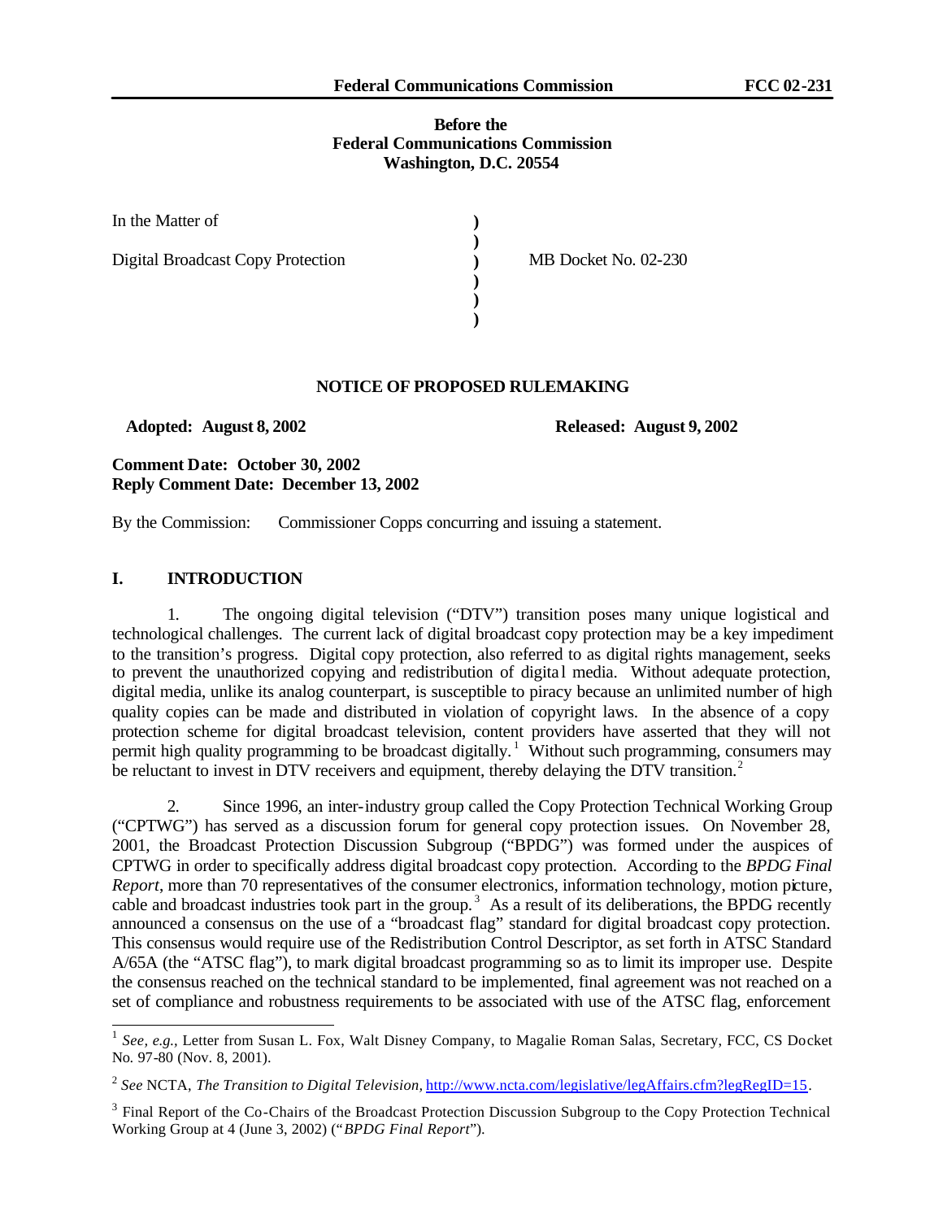**Before the**
**Federal Communications Commission**
**Washington, D.C. 20554**

| | | |
|---|---|---|
| In the Matter of | ) | |
| | ) | |
| Digital Broadcast Copy Protection | ) | MB Docket No. 02-230 |
| | ) | |
| | ) | |
| | ) | |

**NOTICE OF PROPOSED RULEMAKING**

**Adopted: August 8, 2002** **Released: August 9, 2002**

**Comment Date: October 30, 2002**
**Reply Comment Date: December 13, 2002**

By the Commission: Commissioner Copps concurring and issuing a statement.

## I. INTRODUCTION

1. The ongoing digital television ("DTV") transition poses many unique logistical and technological challenges. The current lack of digital broadcast copy protection may be a key impediment to the transition's progress. Digital copy protection, also referred to as digital rights management, seeks to prevent the unauthorized copying and redistribution of digital media. Without adequate protection, digital media, unlike its analog counterpart, is susceptible to piracy because an unlimited number of high quality copies can be made and distributed in violation of copyright laws. In the absence of a copy protection scheme for digital broadcast television, content providers have asserted that they will not permit high quality programming to be broadcast digitally.[1] Without such programming, consumers may be reluctant to invest in DTV receivers and equipment, thereby delaying the DTV transition.[2]

2. Since 1996, an inter-industry group called the Copy Protection Technical Working Group ("CPTWG") has served as a discussion forum for general copy protection issues. On November 28, 2001, the Broadcast Protection Discussion Subgroup ("BPDG") was formed under the auspices of CPTWG in order to specifically address digital broadcast copy protection. According to the *BPDG Final Report*, more than 70 representatives of the consumer electronics, information technology, motion picture, cable and broadcast industries took part in the group.[3] As a result of its deliberations, the BPDG recently announced a consensus on the use of a "broadcast flag" standard for digital broadcast copy protection. This consensus would require use of the Redistribution Control Descriptor, as set forth in ATSC Standard A/65A (the "ATSC flag"), to mark digital broadcast programming so as to limit its improper use. Despite the consensus reached on the technical standard to be implemented, final agreement was not reached on a set of compliance and robustness requirements to be associated with use of the ATSC flag, enforcement

---

[1] *See, e.g.,* Letter from Susan L. Fox, Walt Disney Company, to Magalie Roman Salas, Secretary, FCC, CS Docket No. 97-80 (Nov. 8, 2001).

[2] *See* NCTA, *The Transition to Digital Television*, http://www.ncta.com/legislative/legAffairs.cfm?legRegID=15.

[3] Final Report of the Co-Chairs of the Broadcast Protection Discussion Subgroup to the Copy Protection Technical Working Group at 4 (June 3, 2002) ("*BPDG Final Report*").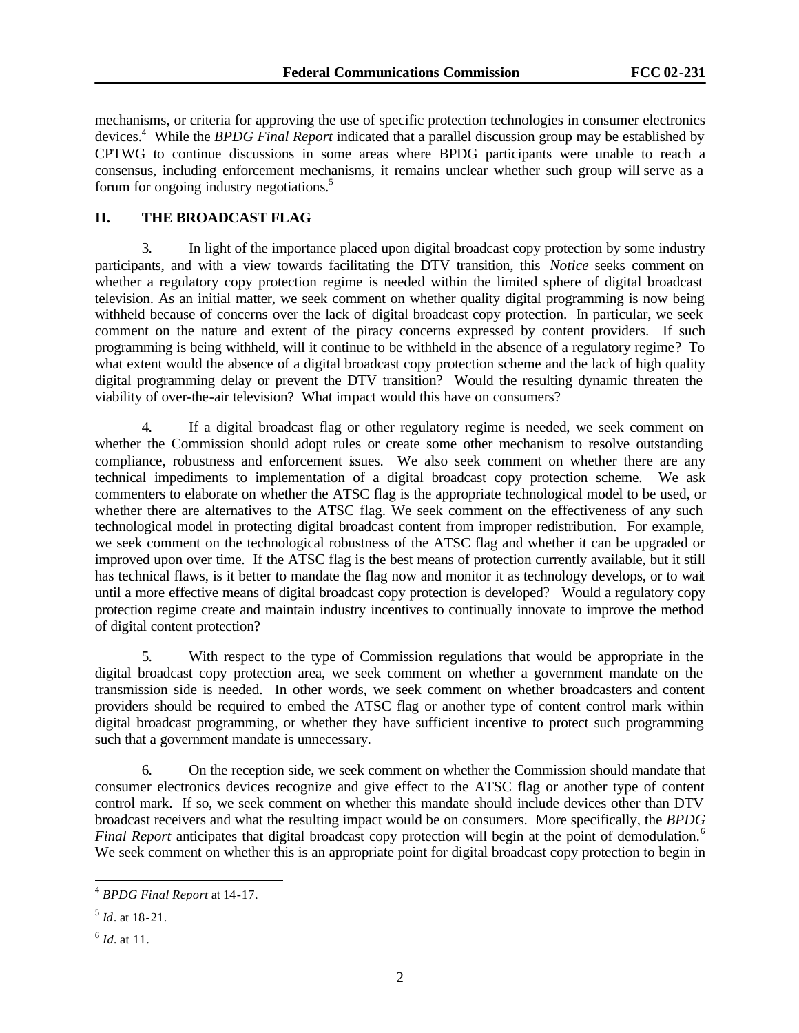mechanisms, or criteria for approving the use of specific protection technologies in consumer electronics devices.[4] While the *BPDG Final Report* indicated that a parallel discussion group may be established by CPTWG to continue discussions in some areas where BPDG participants were unable to reach a consensus, including enforcement mechanisms, it remains unclear whether such group will serve as a forum for ongoing industry negotiations.[5]

## II. THE BROADCAST FLAG

3. In light of the importance placed upon digital broadcast copy protection by some industry participants, and with a view towards facilitating the DTV transition, this *Notice* seeks comment on whether a regulatory copy protection regime is needed within the limited sphere of digital broadcast television. As an initial matter, we seek comment on whether quality digital programming is now being withheld because of concerns over the lack of digital broadcast copy protection. In particular, we seek comment on the nature and extent of the piracy concerns expressed by content providers. If such programming is being withheld, will it continue to be withheld in the absence of a regulatory regime? To what extent would the absence of a digital broadcast copy protection scheme and the lack of high quality digital programming delay or prevent the DTV transition? Would the resulting dynamic threaten the viability of over-the-air television? What impact would this have on consumers?

4. If a digital broadcast flag or other regulatory regime is needed, we seek comment on whether the Commission should adopt rules or create some other mechanism to resolve outstanding compliance, robustness and enforcement issues. We also seek comment on whether there are any technical impediments to implementation of a digital broadcast copy protection scheme. We ask commenters to elaborate on whether the ATSC flag is the appropriate technological model to be used, or whether there are alternatives to the ATSC flag. We seek comment on the effectiveness of any such technological model in protecting digital broadcast content from improper redistribution. For example, we seek comment on the technological robustness of the ATSC flag and whether it can be upgraded or improved upon over time. If the ATSC flag is the best means of protection currently available, but it still has technical flaws, is it better to mandate the flag now and monitor it as technology develops, or to wait until a more effective means of digital broadcast copy protection is developed? Would a regulatory copy protection regime create and maintain industry incentives to continually innovate to improve the method of digital content protection?

5. With respect to the type of Commission regulations that would be appropriate in the digital broadcast copy protection area, we seek comment on whether a government mandate on the transmission side is needed. In other words, we seek comment on whether broadcasters and content providers should be required to embed the ATSC flag or another type of content control mark within digital broadcast programming, or whether they have sufficient incentive to protect such programming such that a government mandate is unnecessary.

6. On the reception side, we seek comment on whether the Commission should mandate that consumer electronics devices recognize and give effect to the ATSC flag or another type of content control mark. If so, we seek comment on whether this mandate should include devices other than DTV broadcast receivers and what the resulting impact would be on consumers. More specifically, the *BPDG Final Report* anticipates that digital broadcast copy protection will begin at the point of demodulation.[6] We seek comment on whether this is an appropriate point for digital broadcast copy protection to begin in

---

[4] *BPDG Final Report* at 14-17.

[5] *Id*. at 18-21.

[6] *Id*. at 11.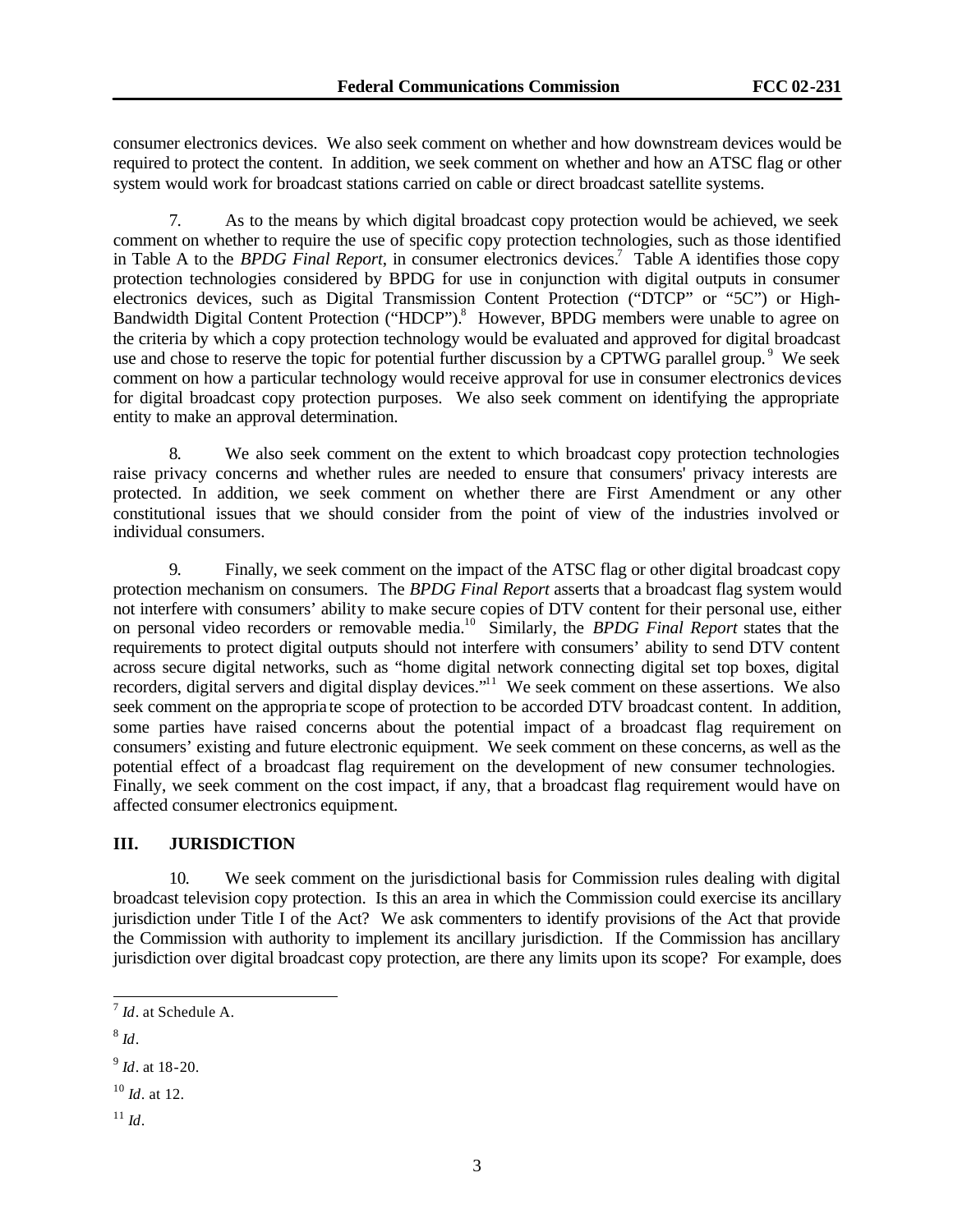consumer electronics devices. We also seek comment on whether and how downstream devices would be required to protect the content. In addition, we seek comment on whether and how an ATSC flag or other system would work for broadcast stations carried on cable or direct broadcast satellite systems.

7. As to the means by which digital broadcast copy protection would be achieved, we seek comment on whether to require the use of specific copy protection technologies, such as those identified in Table A to the *BPDG Final Report*, in consumer electronics devices.[7] Table A identifies those copy protection technologies considered by BPDG for use in conjunction with digital outputs in consumer electronics devices, such as Digital Transmission Content Protection ("DTCP" or "5C") or High-Bandwidth Digital Content Protection ("HDCP").[8] However, BPDG members were unable to agree on the criteria by which a copy protection technology would be evaluated and approved for digital broadcast use and chose to reserve the topic for potential further discussion by a CPTWG parallel group.[9] We seek comment on how a particular technology would receive approval for use in consumer electronics devices for digital broadcast copy protection purposes. We also seek comment on identifying the appropriate entity to make an approval determination.

8. We also seek comment on the extent to which broadcast copy protection technologies raise privacy concerns and whether rules are needed to ensure that consumers' privacy interests are protected. In addition, we seek comment on whether there are First Amendment or any other constitutional issues that we should consider from the point of view of the industries involved or individual consumers.

9. Finally, we seek comment on the impact of the ATSC flag or other digital broadcast copy protection mechanism on consumers. The *BPDG Final Report* asserts that a broadcast flag system would not interfere with consumers' ability to make secure copies of DTV content for their personal use, either on personal video recorders or removable media.[10] Similarly, the *BPDG Final Report* states that the requirements to protect digital outputs should not interfere with consumers' ability to send DTV content across secure digital networks, such as "home digital network connecting digital set top boxes, digital recorders, digital servers and digital display devices."[11] We seek comment on these assertions. We also seek comment on the appropriate scope of protection to be accorded DTV broadcast content. In addition, some parties have raised concerns about the potential impact of a broadcast flag requirement on consumers' existing and future electronic equipment. We seek comment on these concerns, as well as the potential effect of a broadcast flag requirement on the development of new consumer technologies. Finally, we seek comment on the cost impact, if any, that a broadcast flag requirement would have on affected consumer electronics equipment.

## III. JURISDICTION

10. We seek comment on the jurisdictional basis for Commission rules dealing with digital broadcast television copy protection. Is this an area in which the Commission could exercise its ancillary jurisdiction under Title I of the Act? We ask commenters to identify provisions of the Act that provide the Commission with authority to implement its ancillary jurisdiction. If the Commission has ancillary jurisdiction over digital broadcast copy protection, are there any limits upon its scope? For example, does

---

[7] *Id*. at Schedule A.

[8] *Id*.

[9] *Id*. at 18-20.

[10] *Id*. at 12.

[11] *Id*.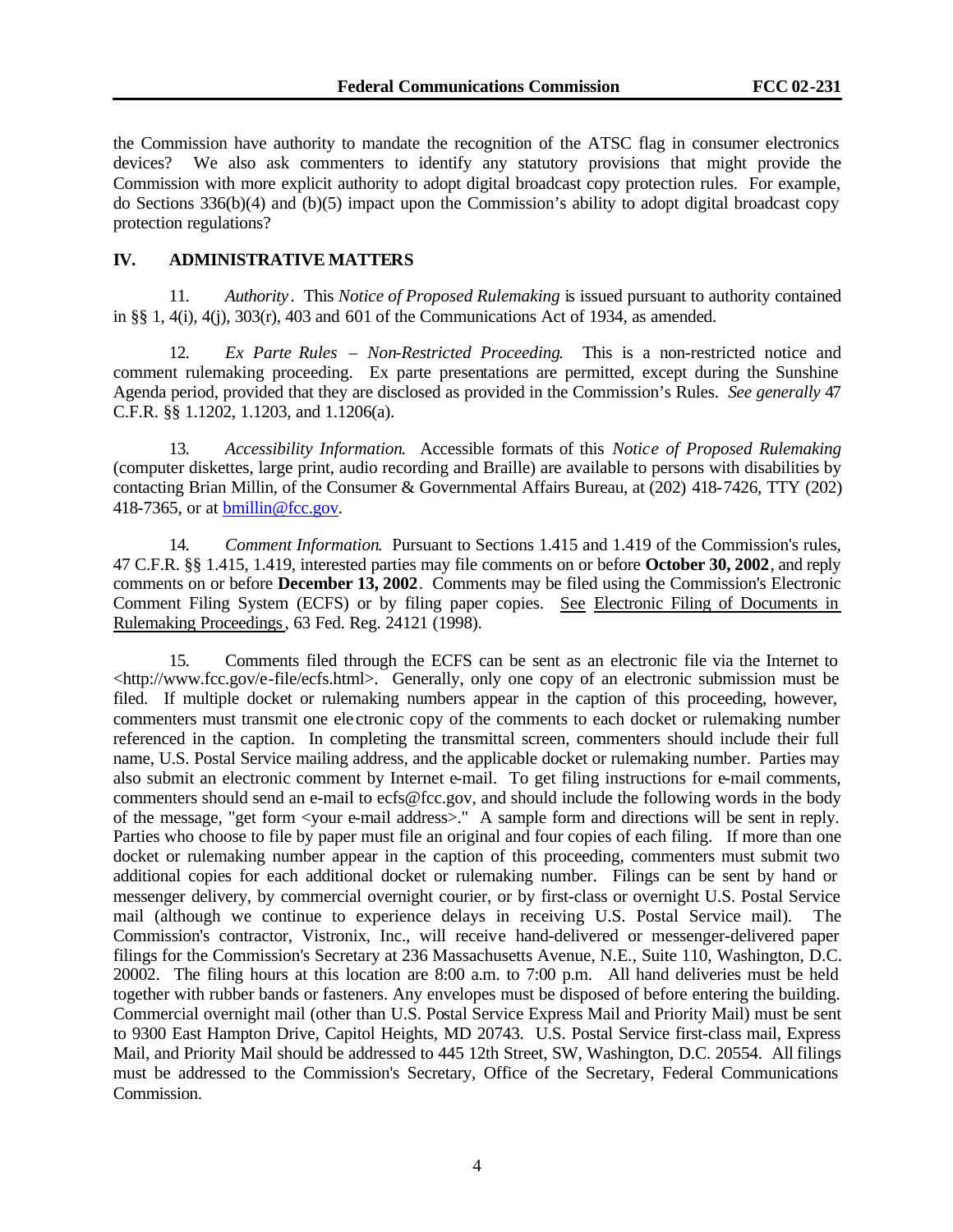the Commission have authority to mandate the recognition of the ATSC flag in consumer electronics devices? We also ask commenters to identify any statutory provisions that might provide the Commission with more explicit authority to adopt digital broadcast copy protection rules. For example, do Sections 336(b)(4) and (b)(5) impact upon the Commission's ability to adopt digital broadcast copy protection regulations?

## IV. ADMINISTRATIVE MATTERS

11. *Authority*. This *Notice of Proposed Rulemaking* is issued pursuant to authority contained in §§ 1, 4(i), 4(j), 303(r), 403 and 601 of the Communications Act of 1934, as amended.

12. *Ex Parte Rules – Non-Restricted Proceeding*. This is a non-restricted notice and comment rulemaking proceeding. Ex parte presentations are permitted, except during the Sunshine Agenda period, provided that they are disclosed as provided in the Commission's Rules. *See generally* 47 C.F.R. §§ 1.1202, 1.1203, and 1.1206(a).

13. *Accessibility Information*. Accessible formats of this *Notice of Proposed Rulemaking* (computer diskettes, large print, audio recording and Braille) are available to persons with disabilities by contacting Brian Millin, of the Consumer & Governmental Affairs Bureau, at (202) 418-7426, TTY (202) 418-7365, or at bmillin@fcc.gov.

14. *Comment Information*. Pursuant to Sections 1.415 and 1.419 of the Commission's rules, 47 C.F.R. §§ 1.415, 1.419, interested parties may file comments on or before **October 30, 2002**, and reply comments on or before **December 13, 2002**. Comments may be filed using the Commission's Electronic Comment Filing System (ECFS) or by filing paper copies. See Electronic Filing of Documents in Rulemaking Proceedings, 63 Fed. Reg. 24121 (1998).

15. Comments filed through the ECFS can be sent as an electronic file via the Internet to <http://www.fcc.gov/e-file/ecfs.html>. Generally, only one copy of an electronic submission must be filed. If multiple docket or rulemaking numbers appear in the caption of this proceeding, however, commenters must transmit one electronic copy of the comments to each docket or rulemaking number referenced in the caption. In completing the transmittal screen, commenters should include their full name, U.S. Postal Service mailing address, and the applicable docket or rulemaking number. Parties may also submit an electronic comment by Internet e-mail. To get filing instructions for e-mail comments, commenters should send an e-mail to ecfs@fcc.gov, and should include the following words in the body of the message, "get form <your e-mail address>." A sample form and directions will be sent in reply. Parties who choose to file by paper must file an original and four copies of each filing. If more than one docket or rulemaking number appear in the caption of this proceeding, commenters must submit two additional copies for each additional docket or rulemaking number. Filings can be sent by hand or messenger delivery, by commercial overnight courier, or by first-class or overnight U.S. Postal Service mail (although we continue to experience delays in receiving U.S. Postal Service mail). The Commission's contractor, Vistronix, Inc., will receive hand-delivered or messenger-delivered paper filings for the Commission's Secretary at 236 Massachusetts Avenue, N.E., Suite 110, Washington, D.C. 20002. The filing hours at this location are 8:00 a.m. to 7:00 p.m. All hand deliveries must be held together with rubber bands or fasteners. Any envelopes must be disposed of before entering the building. Commercial overnight mail (other than U.S. Postal Service Express Mail and Priority Mail) must be sent to 9300 East Hampton Drive, Capitol Heights, MD 20743. U.S. Postal Service first-class mail, Express Mail, and Priority Mail should be addressed to 445 12th Street, SW, Washington, D.C. 20554. All filings must be addressed to the Commission's Secretary, Office of the Secretary, Federal Communications Commission.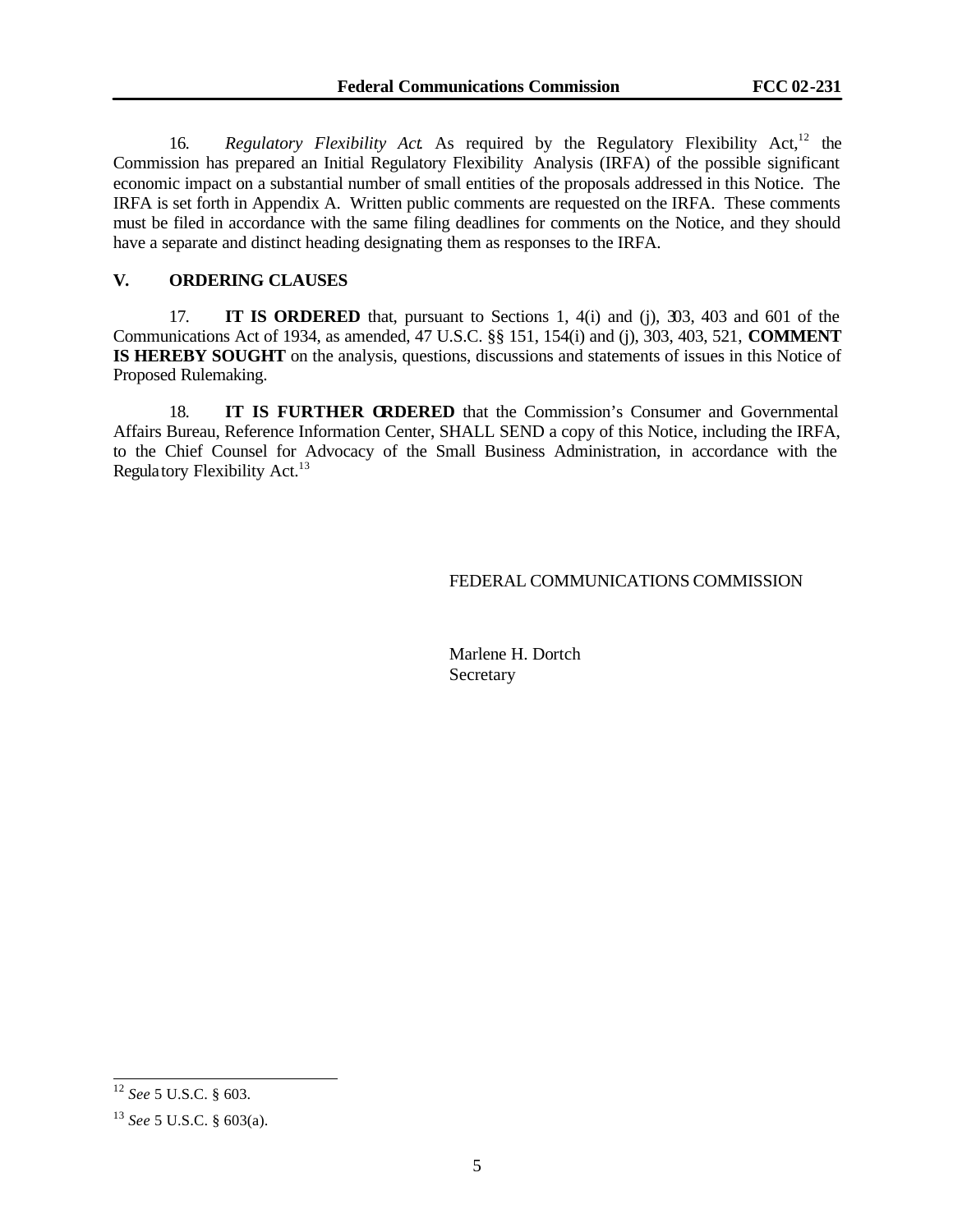16. *Regulatory Flexibility Act*. As required by the Regulatory Flexibility Act,[12] the Commission has prepared an Initial Regulatory Flexibility Analysis (IRFA) of the possible significant economic impact on a substantial number of small entities of the proposals addressed in this Notice. The IRFA is set forth in Appendix A. Written public comments are requested on the IRFA. These comments must be filed in accordance with the same filing deadlines for comments on the Notice, and they should have a separate and distinct heading designating them as responses to the IRFA.

## V. ORDERING CLAUSES

17. **IT IS ORDERED** that, pursuant to Sections 1, 4(i) and (j), 303, 403 and 601 of the Communications Act of 1934, as amended, 47 U.S.C. §§ 151, 154(i) and (j), 303, 403, 521, **COMMENT IS HEREBY SOUGHT** on the analysis, questions, discussions and statements of issues in this Notice of Proposed Rulemaking.

18. **IT IS FURTHER ORDERED** that the Commission's Consumer and Governmental Affairs Bureau, Reference Information Center, SHALL SEND a copy of this Notice, including the IRFA, to the Chief Counsel for Advocacy of the Small Business Administration, in accordance with the Regulatory Flexibility Act.[13]

FEDERAL COMMUNICATIONS COMMISSION

Marlene H. Dortch
Secretary

---

[12] *See* 5 U.S.C. § 603.

[13] *See* 5 U.S.C. § 603(a).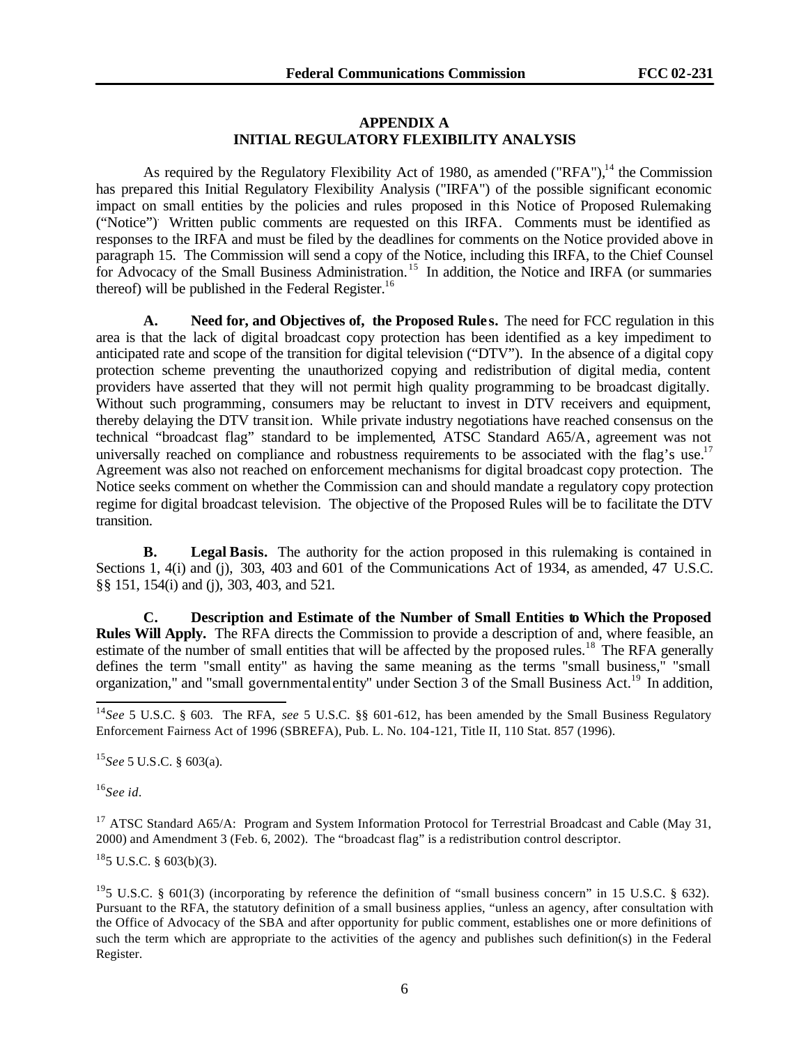## APPENDIX A
## INITIAL REGULATORY FLEXIBILITY ANALYSIS

As required by the Regulatory Flexibility Act of 1980, as amended ("RFA"),[14] the Commission has prepared this Initial Regulatory Flexibility Analysis ("IRFA") of the possible significant economic impact on small entities by the policies and rules proposed in this Notice of Proposed Rulemaking ("Notice"). Written public comments are requested on this IRFA. Comments must be identified as responses to the IRFA and must be filed by the deadlines for comments on the Notice provided above in paragraph 15. The Commission will send a copy of the Notice, including this IRFA, to the Chief Counsel for Advocacy of the Small Business Administration.[15] In addition, the Notice and IRFA (or summaries thereof) will be published in the Federal Register.[16]

**A. Need for, and Objectives of, the Proposed Rules.** The need for FCC regulation in this area is that the lack of digital broadcast copy protection has been identified as a key impediment to anticipated rate and scope of the transition for digital television ("DTV"). In the absence of a digital copy protection scheme preventing the unauthorized copying and redistribution of digital media, content providers have asserted that they will not permit high quality programming to be broadcast digitally. Without such programming, consumers may be reluctant to invest in DTV receivers and equipment, thereby delaying the DTV transition. While private industry negotiations have reached consensus on the technical "broadcast flag" standard to be implemented, ATSC Standard A65/A, agreement was not universally reached on compliance and robustness requirements to be associated with the flag's use.[17] Agreement was also not reached on enforcement mechanisms for digital broadcast copy protection. The Notice seeks comment on whether the Commission can and should mandate a regulatory copy protection regime for digital broadcast television. The objective of the Proposed Rules will be to facilitate the DTV transition.

**B. Legal Basis.** The authority for the action proposed in this rulemaking is contained in Sections 1, 4(i) and (j), 303, 403 and 601 of the Communications Act of 1934, as amended, 47 U.S.C. §§ 151, 154(i) and (j), 303, 403, and 521.

**C. Description and Estimate of the Number of Small Entities to Which the Proposed Rules Will Apply.** The RFA directs the Commission to provide a description of and, where feasible, an estimate of the number of small entities that will be affected by the proposed rules.[18] The RFA generally defines the term "small entity" as having the same meaning as the terms "small business," "small organization," and "small governmental entity" under Section 3 of the Small Business Act.[19] In addition,

---

[14] *See* 5 U.S.C. § 603. The RFA, *see* 5 U.S.C. §§ 601-612, has been amended by the Small Business Regulatory Enforcement Fairness Act of 1996 (SBREFA), Pub. L. No. 104-121, Title II, 110 Stat. 857 (1996).

[15] *See* 5 U.S.C. § 603(a).

[16] *See id.*

[17] ATSC Standard A65/A: Program and System Information Protocol for Terrestrial Broadcast and Cable (May 31, 2000) and Amendment 3 (Feb. 6, 2002). The "broadcast flag" is a redistribution control descriptor.

[18] 5 U.S.C. § 603(b)(3).

[19] 5 U.S.C. § 601(3) (incorporating by reference the definition of "small business concern" in 15 U.S.C. § 632). Pursuant to the RFA, the statutory definition of a small business applies, "unless an agency, after consultation with the Office of Advocacy of the SBA and after opportunity for public comment, establishes one or more definitions of such the term which are appropriate to the activities of the agency and publishes such definition(s) in the Federal Register.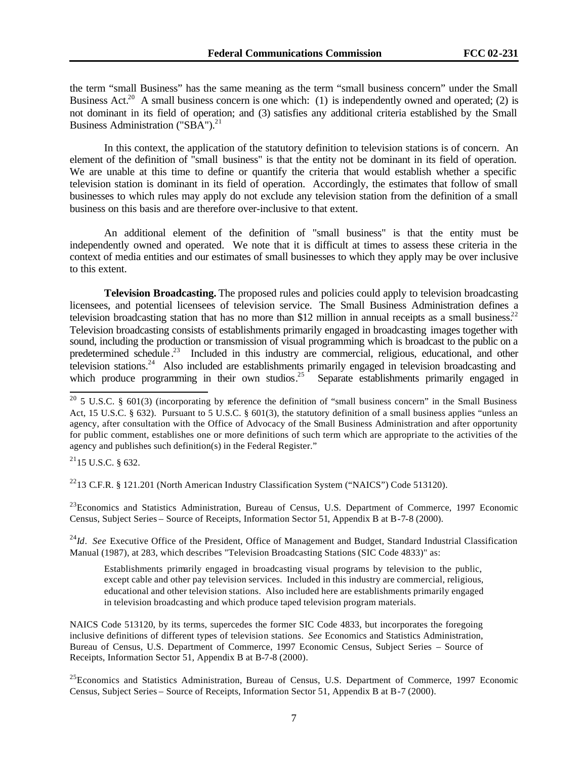the term "small Business" has the same meaning as the term "small business concern" under the Small Business Act.[20] A small business concern is one which: (1) is independently owned and operated; (2) is not dominant in its field of operation; and (3) satisfies any additional criteria established by the Small Business Administration ("SBA").[21]

In this context, the application of the statutory definition to television stations is of concern. An element of the definition of "small business" is that the entity not be dominant in its field of operation. We are unable at this time to define or quantify the criteria that would establish whether a specific television station is dominant in its field of operation. Accordingly, the estimates that follow of small businesses to which rules may apply do not exclude any television station from the definition of a small business on this basis and are therefore over-inclusive to that extent.

An additional element of the definition of "small business" is that the entity must be independently owned and operated. We note that it is difficult at times to assess these criteria in the context of media entities and our estimates of small businesses to which they apply may be over inclusive to this extent.

**Television Broadcasting.** The proposed rules and policies could apply to television broadcasting licensees, and potential licensees of television service. The Small Business Administration defines a television broadcasting station that has no more than $12 million in annual receipts as a small business.[22] Television broadcasting consists of establishments primarily engaged in broadcasting images together with sound, including the production or transmission of visual programming which is broadcast to the public on a predetermined schedule.[23] Included in this industry are commercial, religious, educational, and other television stations.[24] Also included are establishments primarily engaged in television broadcasting and which produce programming in their own studios.[25] Separate establishments primarily engaged in

---

[20] 5 U.S.C. § 601(3) (incorporating by reference the definition of "small business concern" in the Small Business Act, 15 U.S.C. § 632). Pursuant to 5 U.S.C. § 601(3), the statutory definition of a small business applies "unless an agency, after consultation with the Office of Advocacy of the Small Business Administration and after opportunity for public comment, establishes one or more definitions of such term which are appropriate to the activities of the agency and publishes such definition(s) in the Federal Register."

[21] 15 U.S.C. § 632.

[22] 13 C.F.R. § 121.201 (North American Industry Classification System ("NAICS") Code 513120).

[23] Economics and Statistics Administration, Bureau of Census, U.S. Department of Commerce, 1997 Economic Census, Subject Series – Source of Receipts, Information Sector 51, Appendix B at B-7-8 (2000).

[24] *Id*. *See* Executive Office of the President, Office of Management and Budget, Standard Industrial Classification Manual (1987), at 283, which describes "Television Broadcasting Stations (SIC Code 4833)" as:

> Establishments primarily engaged in broadcasting visual programs by television to the public, except cable and other pay television services. Included in this industry are commercial, religious, educational and other television stations. Also included here are establishments primarily engaged in television broadcasting and which produce taped television program materials.

NAICS Code 513120, by its terms, supercedes the former SIC Code 4833, but incorporates the foregoing inclusive definitions of different types of television stations. *See* Economics and Statistics Administration, Bureau of Census, U.S. Department of Commerce, 1997 Economic Census, Subject Series – Source of Receipts, Information Sector 51, Appendix B at B-7-8 (2000).

[25] Economics and Statistics Administration, Bureau of Census, U.S. Department of Commerce, 1997 Economic Census, Subject Series – Source of Receipts, Information Sector 51, Appendix B at B-7 (2000).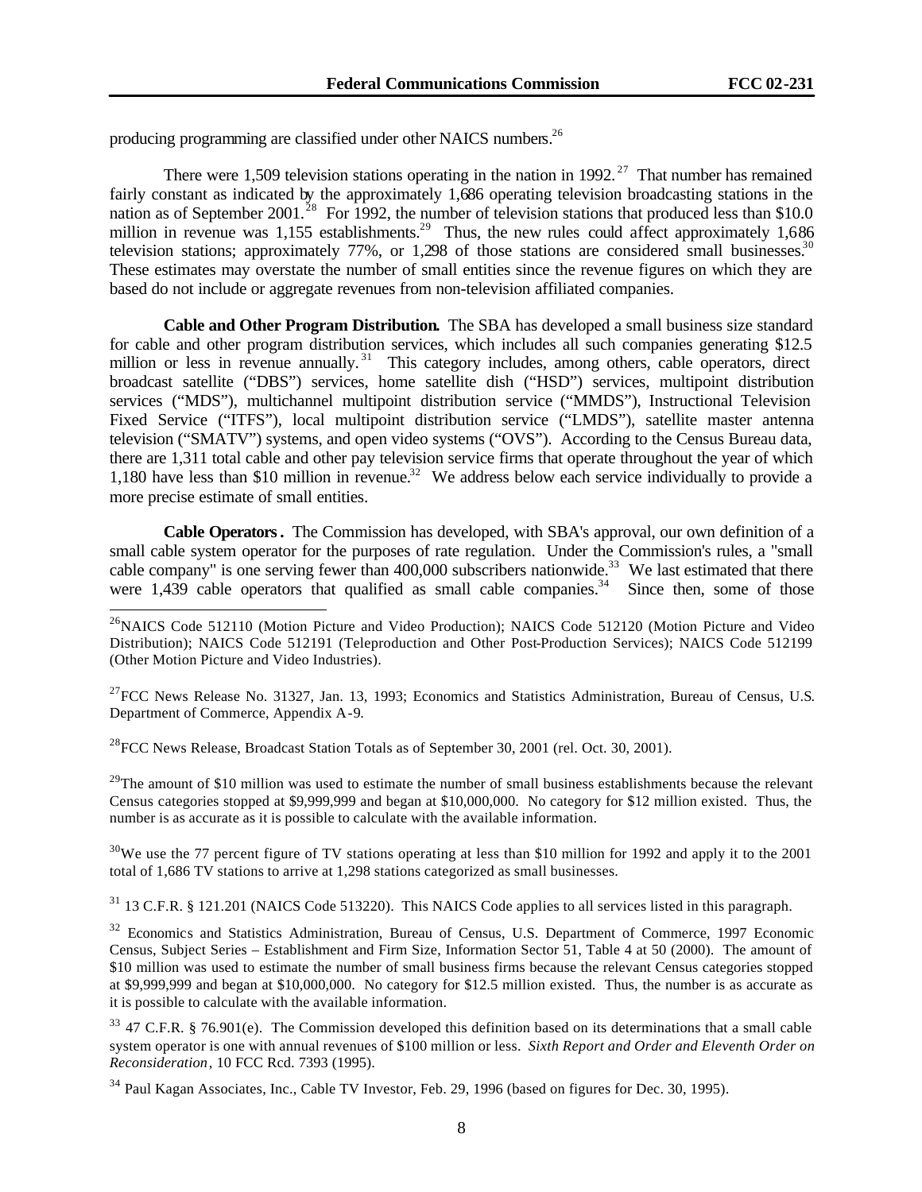producing programming are classified under other NAICS numbers.[26]

There were 1,509 television stations operating in the nation in 1992.[27] That number has remained fairly constant as indicated by the approximately 1,686 operating television broadcasting stations in the nation as of September 2001.[28] For 1992, the number of television stations that produced less than $10.0 million in revenue was 1,155 establishments.[29] Thus, the new rules could affect approximately 1,686 television stations; approximately 77%, or 1,298 of those stations are considered small businesses.[30] These estimates may overstate the number of small entities since the revenue figures on which they are based do not include or aggregate revenues from non-television affiliated companies.

**Cable and Other Program Distribution.** The SBA has developed a small business size standard for cable and other program distribution services, which includes all such companies generating $12.5 million or less in revenue annually.[31] This category includes, among others, cable operators, direct broadcast satellite ("DBS") services, home satellite dish ("HSD") services, multipoint distribution services ("MDS"), multichannel multipoint distribution service ("MMDS"), Instructional Television Fixed Service ("ITFS"), local multipoint distribution service ("LMDS"), satellite master antenna television ("SMATV") systems, and open video systems ("OVS"). According to the Census Bureau data, there are 1,311 total cable and other pay television service firms that operate throughout the year of which 1,180 have less than $10 million in revenue.[32] We address below each service individually to provide a more precise estimate of small entities.

**Cable Operators.** The Commission has developed, with SBA's approval, our own definition of a small cable system operator for the purposes of rate regulation. Under the Commission's rules, a "small cable company" is one serving fewer than 400,000 subscribers nationwide.[33] We last estimated that there were 1,439 cable operators that qualified as small cable companies.[34] Since then, some of those

---

[26]NAICS Code 512110 (Motion Picture and Video Production); NAICS Code 512120 (Motion Picture and Video Distribution); NAICS Code 512191 (Teleproduction and Other Post-Production Services); NAICS Code 512199 (Other Motion Picture and Video Industries).

[27]FCC News Release No. 31327, Jan. 13, 1993; Economics and Statistics Administration, Bureau of Census, U.S. Department of Commerce, Appendix A-9.

[28]FCC News Release, Broadcast Station Totals as of September 30, 2001 (rel. Oct. 30, 2001).

[29]The amount of $10 million was used to estimate the number of small business establishments because the relevant Census categories stopped at $9,999,999 and began at $10,000,000. No category for $12 million existed. Thus, the number is as accurate as it is possible to calculate with the available information.

[30]We use the 77 percent figure of TV stations operating at less than $10 million for 1992 and apply it to the 2001 total of 1,686 TV stations to arrive at 1,298 stations categorized as small businesses.

[31] 13 C.F.R. § 121.201 (NAICS Code 513220). This NAICS Code applies to all services listed in this paragraph.

[32] Economics and Statistics Administration, Bureau of Census, U.S. Department of Commerce, 1997 Economic Census, Subject Series – Establishment and Firm Size, Information Sector 51, Table 4 at 50 (2000). The amount of $10 million was used to estimate the number of small business firms because the relevant Census categories stopped at $9,999,999 and began at $10,000,000. No category for $12.5 million existed. Thus, the number is as accurate as it is possible to calculate with the available information.

[33] 47 C.F.R. § 76.901(e). The Commission developed this definition based on its determinations that a small cable system operator is one with annual revenues of $100 million or less. *Sixth Report and Order and Eleventh Order on Reconsideration*, 10 FCC Rcd. 7393 (1995).

[34] Paul Kagan Associates, Inc., Cable TV Investor, Feb. 29, 1996 (based on figures for Dec. 30, 1995).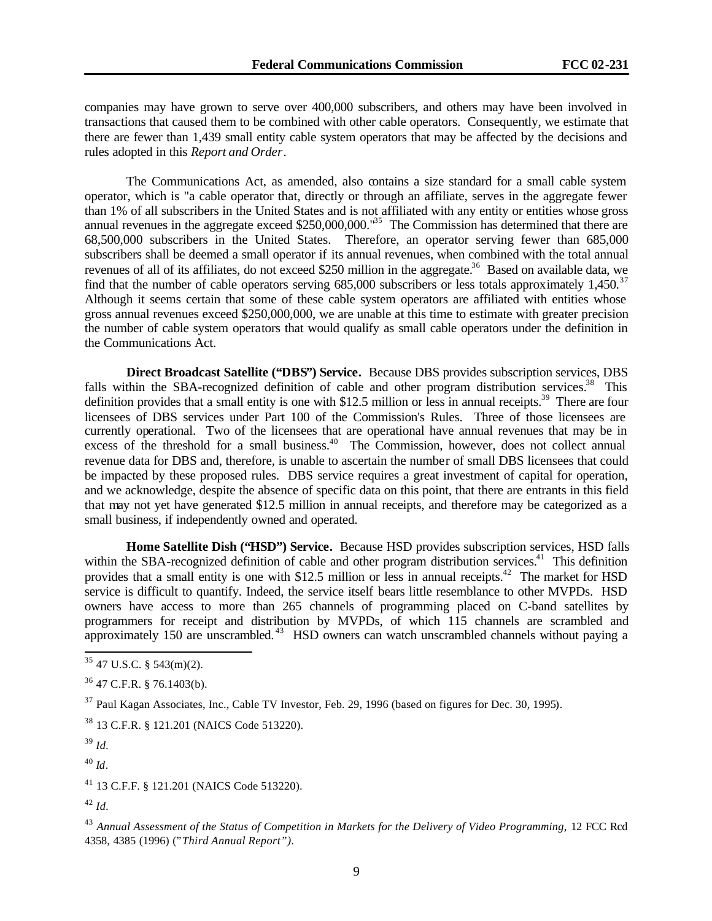companies may have grown to serve over 400,000 subscribers, and others may have been involved in transactions that caused them to be combined with other cable operators. Consequently, we estimate that there are fewer than 1,439 small entity cable system operators that may be affected by the decisions and rules adopted in this *Report and Order*.

The Communications Act, as amended, also contains a size standard for a small cable system operator, which is "a cable operator that, directly or through an affiliate, serves in the aggregate fewer than 1% of all subscribers in the United States and is not affiliated with any entity or entities whose gross annual revenues in the aggregate exceed $250,000,000."[35] The Commission has determined that there are 68,500,000 subscribers in the United States. Therefore, an operator serving fewer than 685,000 subscribers shall be deemed a small operator if its annual revenues, when combined with the total annual revenues of all of its affiliates, do not exceed $250 million in the aggregate.[36] Based on available data, we find that the number of cable operators serving 685,000 subscribers or less totals approximately 1,450.[37] Although it seems certain that some of these cable system operators are affiliated with entities whose gross annual revenues exceed $250,000,000, we are unable at this time to estimate with greater precision the number of cable system operators that would qualify as small cable operators under the definition in the Communications Act.

**Direct Broadcast Satellite ("DBS") Service.** Because DBS provides subscription services, DBS falls within the SBA-recognized definition of cable and other program distribution services.[38] This definition provides that a small entity is one with $12.5 million or less in annual receipts.[39] There are four licensees of DBS services under Part 100 of the Commission's Rules. Three of those licensees are currently operational. Two of the licensees that are operational have annual revenues that may be in excess of the threshold for a small business.[40] The Commission, however, does not collect annual revenue data for DBS and, therefore, is unable to ascertain the number of small DBS licensees that could be impacted by these proposed rules. DBS service requires a great investment of capital for operation, and we acknowledge, despite the absence of specific data on this point, that there are entrants in this field that may not yet have generated $12.5 million in annual receipts, and therefore may be categorized as a small business, if independently owned and operated.

**Home Satellite Dish ("HSD") Service.** Because HSD provides subscription services, HSD falls within the SBA-recognized definition of cable and other program distribution services.[41] This definition provides that a small entity is one with $12.5 million or less in annual receipts.[42] The market for HSD service is difficult to quantify. Indeed, the service itself bears little resemblance to other MVPDs. HSD owners have access to more than 265 channels of programming placed on C-band satellites by programmers for receipt and distribution by MVPDs, of which 115 channels are scrambled and approximately 150 are unscrambled.[43] HSD owners can watch unscrambled channels without paying a

---

[35] 47 U.S.C. § 543(m)(2).

[36] 47 C.F.R. § 76.1403(b).

[37] Paul Kagan Associates, Inc., Cable TV Investor, Feb. 29, 1996 (based on figures for Dec. 30, 1995).

[38] 13 C.F.R. § 121.201 (NAICS Code 513220).

[39] *Id.*

[40] *Id.*

[41] 13 C.F.F. § 121.201 (NAICS Code 513220).

[42] *Id.*

[43] *Annual Assessment of the Status of Competition in Markets for the Delivery of Video Programming,* 12 FCC Rcd 4358, 4385 (1996) ("*Third Annual Report"*).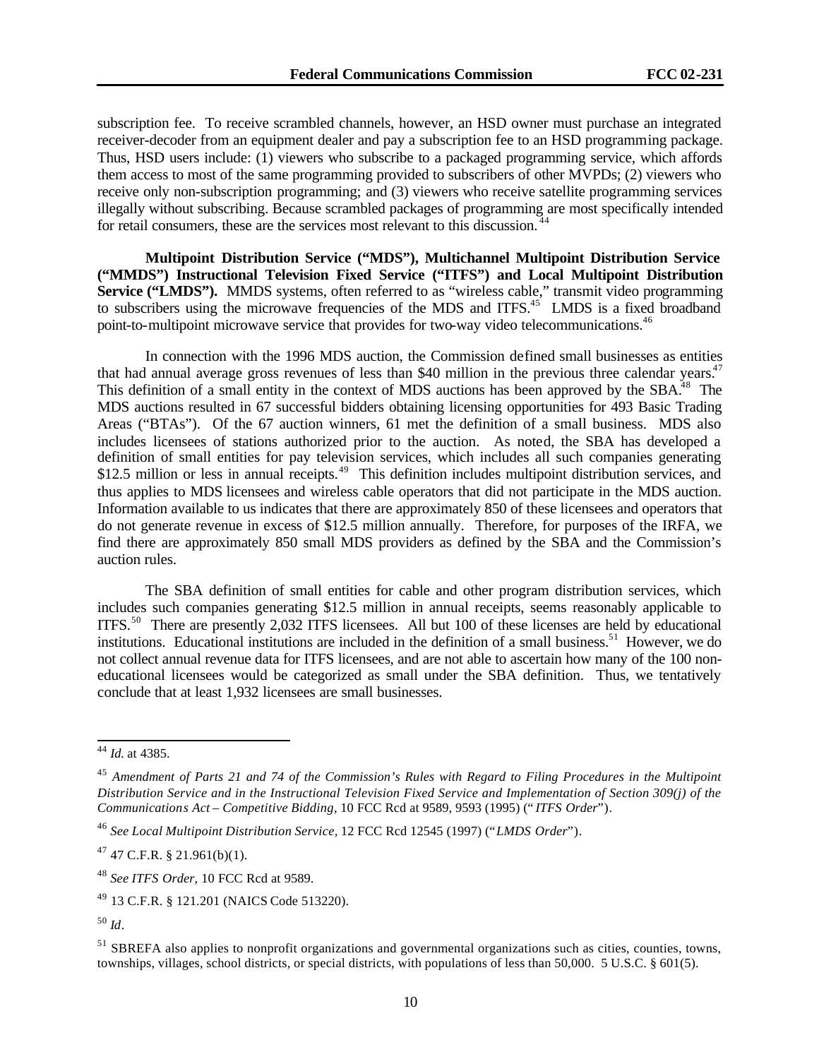subscription fee. To receive scrambled channels, however, an HSD owner must purchase an integrated receiver-decoder from an equipment dealer and pay a subscription fee to an HSD programming package. Thus, HSD users include: (1) viewers who subscribe to a packaged programming service, which affords them access to most of the same programming provided to subscribers of other MVPDs; (2) viewers who receive only non-subscription programming; and (3) viewers who receive satellite programming services illegally without subscribing. Because scrambled packages of programming are most specifically intended for retail consumers, these are the services most relevant to this discussion.[44]

**Multipoint Distribution Service ("MDS"), Multichannel Multipoint Distribution Service ("MMDS") Instructional Television Fixed Service ("ITFS") and Local Multipoint Distribution Service ("LMDS").** MMDS systems, often referred to as "wireless cable," transmit video programming to subscribers using the microwave frequencies of the MDS and ITFS.[45] LMDS is a fixed broadband point-to-multipoint microwave service that provides for two-way video telecommunications.[46]

In connection with the 1996 MDS auction, the Commission defined small businesses as entities that had annual average gross revenues of less than $40 million in the previous three calendar years.[47] This definition of a small entity in the context of MDS auctions has been approved by the SBA.[48] The MDS auctions resulted in 67 successful bidders obtaining licensing opportunities for 493 Basic Trading Areas ("BTAs"). Of the 67 auction winners, 61 met the definition of a small business. MDS also includes licensees of stations authorized prior to the auction. As noted, the SBA has developed a definition of small entities for pay television services, which includes all such companies generating $12.5 million or less in annual receipts.[49] This definition includes multipoint distribution services, and thus applies to MDS licensees and wireless cable operators that did not participate in the MDS auction. Information available to us indicates that there are approximately 850 of these licensees and operators that do not generate revenue in excess of $12.5 million annually. Therefore, for purposes of the IRFA, we find there are approximately 850 small MDS providers as defined by the SBA and the Commission's auction rules.

The SBA definition of small entities for cable and other program distribution services, which includes such companies generating $12.5 million in annual receipts, seems reasonably applicable to ITFS.[50] There are presently 2,032 ITFS licensees. All but 100 of these licenses are held by educational institutions. Educational institutions are included in the definition of a small business.[51] However, we do not collect annual revenue data for ITFS licensees, and are not able to ascertain how many of the 100 non-educational licensees would be categorized as small under the SBA definition. Thus, we tentatively conclude that at least 1,932 licensees are small businesses.

---

[44] *Id.* at 4385.

[45] *Amendment of Parts 21 and 74 of the Commission's Rules with Regard to Filing Procedures in the Multipoint Distribution Service and in the Instructional Television Fixed Service and Implementation of Section 309(j) of the Communications Act – Competitive Bidding*, 10 FCC Rcd at 9589, 9593 (1995) ("*ITFS Order*").

[46] *See Local Multipoint Distribution Service*, 12 FCC Rcd 12545 (1997) ("*LMDS Order*").

[47] 47 C.F.R. § 21.961(b)(1).

[48] *See ITFS Order*, 10 FCC Rcd at 9589.

[49] 13 C.F.R. § 121.201 (NAICS Code 513220).

[50] *Id*.

[51] SBREFA also applies to nonprofit organizations and governmental organizations such as cities, counties, towns, townships, villages, school districts, or special districts, with populations of less than 50,000. 5 U.S.C. § 601(5).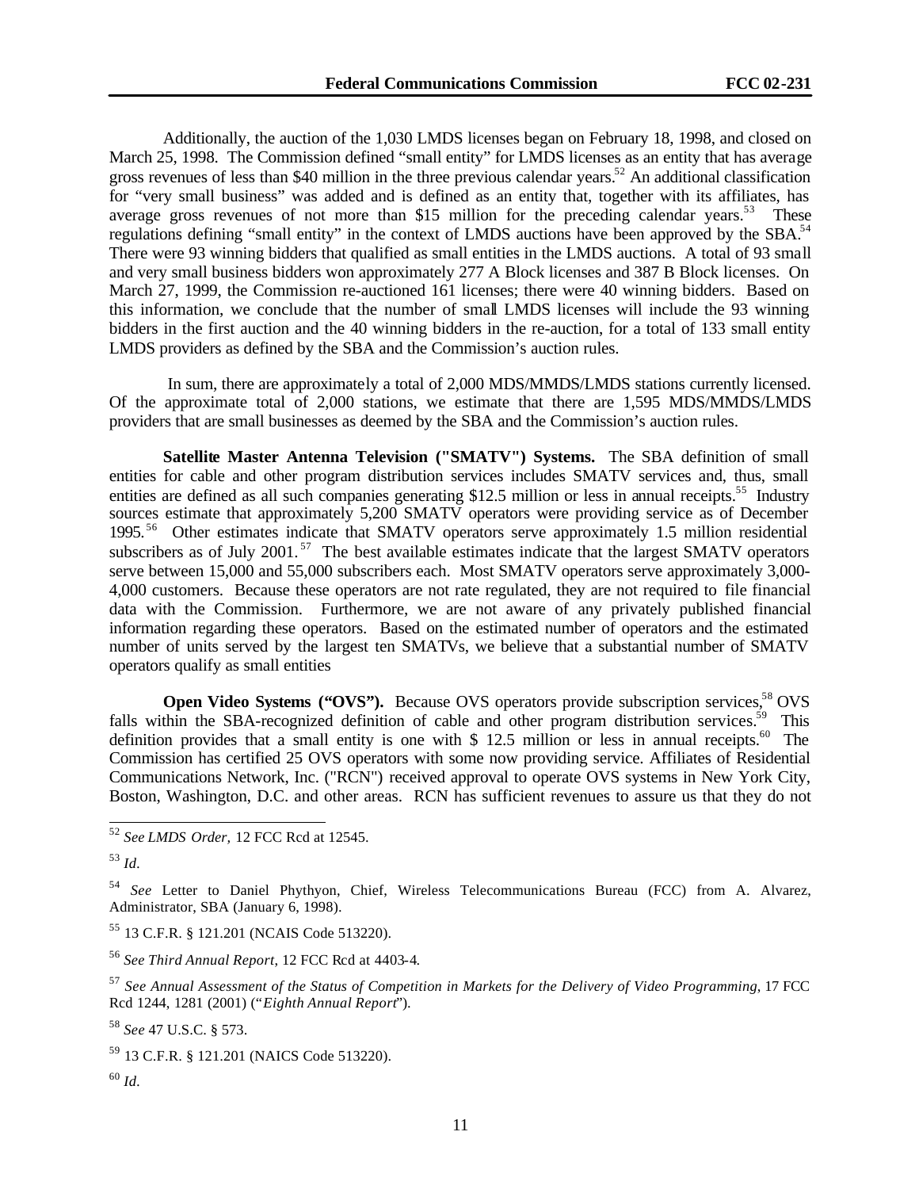Additionally, the auction of the 1,030 LMDS licenses began on February 18, 1998, and closed on March 25, 1998. The Commission defined "small entity" for LMDS licenses as an entity that has average gross revenues of less than $40 million in the three previous calendar years.[52] An additional classification for "very small business" was added and is defined as an entity that, together with its affiliates, has average gross revenues of not more than $15 million for the preceding calendar years.[53] These regulations defining "small entity" in the context of LMDS auctions have been approved by the SBA.[54] There were 93 winning bidders that qualified as small entities in the LMDS auctions. A total of 93 small and very small business bidders won approximately 277 A Block licenses and 387 B Block licenses. On March 27, 1999, the Commission re-auctioned 161 licenses; there were 40 winning bidders. Based on this information, we conclude that the number of small LMDS licenses will include the 93 winning bidders in the first auction and the 40 winning bidders in the re-auction, for a total of 133 small entity LMDS providers as defined by the SBA and the Commission's auction rules.

In sum, there are approximately a total of 2,000 MDS/MMDS/LMDS stations currently licensed. Of the approximate total of 2,000 stations, we estimate that there are 1,595 MDS/MMDS/LMDS providers that are small businesses as deemed by the SBA and the Commission's auction rules.

**Satellite Master Antenna Television ("SMATV") Systems.** The SBA definition of small entities for cable and other program distribution services includes SMATV services and, thus, small entities are defined as all such companies generating $12.5 million or less in annual receipts.[55] Industry sources estimate that approximately 5,200 SMATV operators were providing service as of December 1995.[56] Other estimates indicate that SMATV operators serve approximately 1.5 million residential subscribers as of July 2001.[57] The best available estimates indicate that the largest SMATV operators serve between 15,000 and 55,000 subscribers each. Most SMATV operators serve approximately 3,000-4,000 customers. Because these operators are not rate regulated, they are not required to file financial data with the Commission. Furthermore, we are not aware of any privately published financial information regarding these operators. Based on the estimated number of operators and the estimated number of units served by the largest ten SMATVs, we believe that a substantial number of SMATV operators qualify as small entities

**Open Video Systems ("OVS").** Because OVS operators provide subscription services,[58] OVS falls within the SBA-recognized definition of cable and other program distribution services.[59] This definition provides that a small entity is one with $ 12.5 million or less in annual receipts.[60] The Commission has certified 25 OVS operators with some now providing service. Affiliates of Residential Communications Network, Inc. ("RCN") received approval to operate OVS systems in New York City, Boston, Washington, D.C. and other areas. RCN has sufficient revenues to assure us that they do not

---

[52] *See LMDS Order,* 12 FCC Rcd at 12545.

[53] *Id.*

[54] *See* Letter to Daniel Phythyon, Chief, Wireless Telecommunications Bureau (FCC) from A. Alvarez, Administrator, SBA (January 6, 1998).

[55] 13 C.F.R. § 121.201 (NCAIS Code 513220).

[56] *See Third Annual Report*, 12 FCC Rcd at 4403-4.

[57] *See Annual Assessment of the Status of Competition in Markets for the Delivery of Video Programming*, 17 FCC Rcd 1244, 1281 (2001) ("*Eighth Annual Report*").

[58] *See* 47 U.S.C. § 573.

[59] 13 C.F.R. § 121.201 (NAICS Code 513220).

[60] *Id.*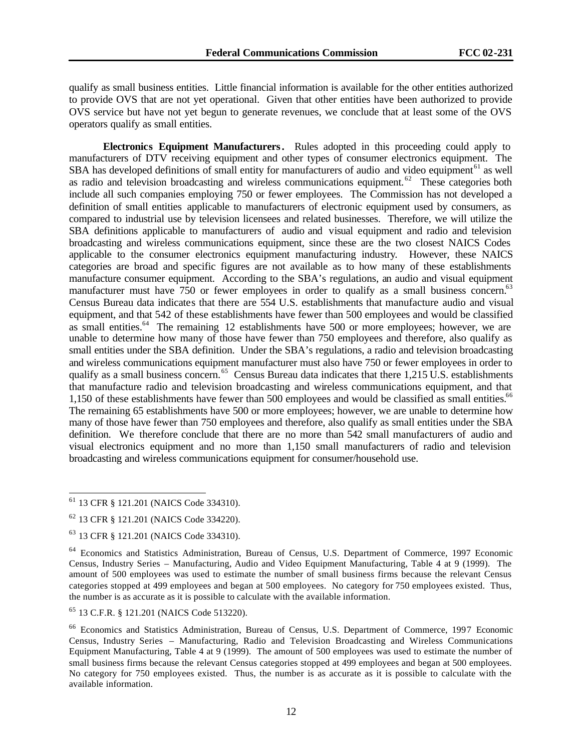qualify as small business entities. Little financial information is available for the other entities authorized to provide OVS that are not yet operational. Given that other entities have been authorized to provide OVS service but have not yet begun to generate revenues, we conclude that at least some of the OVS operators qualify as small entities.

**Electronics Equipment Manufacturers.** Rules adopted in this proceeding could apply to manufacturers of DTV receiving equipment and other types of consumer electronics equipment. The SBA has developed definitions of small entity for manufacturers of audio and video equipment[61] as well as radio and television broadcasting and wireless communications equipment.[62] These categories both include all such companies employing 750 or fewer employees. The Commission has not developed a definition of small entities applicable to manufacturers of electronic equipment used by consumers, as compared to industrial use by television licensees and related businesses. Therefore, we will utilize the SBA definitions applicable to manufacturers of audio and visual equipment and radio and television broadcasting and wireless communications equipment, since these are the two closest NAICS Codes applicable to the consumer electronics equipment manufacturing industry. However, these NAICS categories are broad and specific figures are not available as to how many of these establishments manufacture consumer equipment. According to the SBA's regulations, an audio and visual equipment manufacturer must have 750 or fewer employees in order to qualify as a small business concern.[63] Census Bureau data indicates that there are 554 U.S. establishments that manufacture audio and visual equipment, and that 542 of these establishments have fewer than 500 employees and would be classified as small entities.[64] The remaining 12 establishments have 500 or more employees; however, we are unable to determine how many of those have fewer than 750 employees and therefore, also qualify as small entities under the SBA definition. Under the SBA's regulations, a radio and television broadcasting and wireless communications equipment manufacturer must also have 750 or fewer employees in order to qualify as a small business concern.[65] Census Bureau data indicates that there 1,215 U.S. establishments that manufacture radio and television broadcasting and wireless communications equipment, and that 1,150 of these establishments have fewer than 500 employees and would be classified as small entities.[66] The remaining 65 establishments have 500 or more employees; however, we are unable to determine how many of those have fewer than 750 employees and therefore, also qualify as small entities under the SBA definition. We therefore conclude that there are no more than 542 small manufacturers of audio and visual electronics equipment and no more than 1,150 small manufacturers of radio and television broadcasting and wireless communications equipment for consumer/household use.

---

[61] 13 CFR § 121.201 (NAICS Code 334310).

[62] 13 CFR § 121.201 (NAICS Code 334220).

[63] 13 CFR § 121.201 (NAICS Code 334310).

[64] Economics and Statistics Administration, Bureau of Census, U.S. Department of Commerce, 1997 Economic Census, Industry Series – Manufacturing, Audio and Video Equipment Manufacturing, Table 4 at 9 (1999). The amount of 500 employees was used to estimate the number of small business firms because the relevant Census categories stopped at 499 employees and began at 500 employees. No category for 750 employees existed. Thus, the number is as accurate as it is possible to calculate with the available information.

[65] 13 C.F.R. § 121.201 (NAICS Code 513220).

[66] Economics and Statistics Administration, Bureau of Census, U.S. Department of Commerce, 1997 Economic Census, Industry Series – Manufacturing, Radio and Television Broadcasting and Wireless Communications Equipment Manufacturing, Table 4 at 9 (1999). The amount of 500 employees was used to estimate the number of small business firms because the relevant Census categories stopped at 499 employees and began at 500 employees. No category for 750 employees existed. Thus, the number is as accurate as it is possible to calculate with the available information.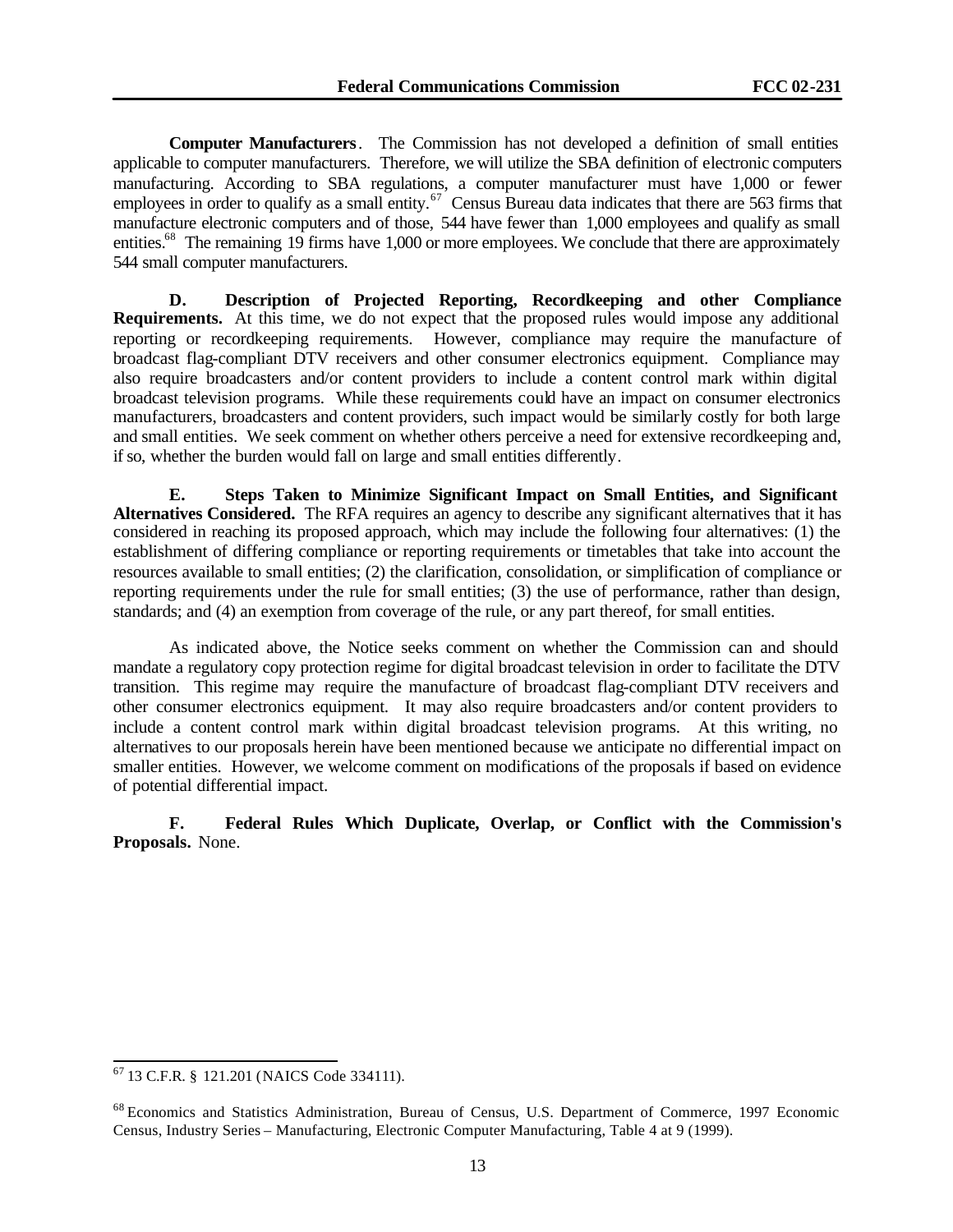**Computer Manufacturers**. The Commission has not developed a definition of small entities applicable to computer manufacturers. Therefore, we will utilize the SBA definition of electronic computers manufacturing. According to SBA regulations, a computer manufacturer must have 1,000 or fewer employees in order to qualify as a small entity.[67] Census Bureau data indicates that there are 563 firms that manufacture electronic computers and of those, 544 have fewer than 1,000 employees and qualify as small entities.[68] The remaining 19 firms have 1,000 or more employees. We conclude that there are approximately 544 small computer manufacturers.

**D. Description of Projected Reporting, Recordkeeping and other Compliance Requirements.** At this time, we do not expect that the proposed rules would impose any additional reporting or recordkeeping requirements. However, compliance may require the manufacture of broadcast flag-compliant DTV receivers and other consumer electronics equipment. Compliance may also require broadcasters and/or content providers to include a content control mark within digital broadcast television programs. While these requirements could have an impact on consumer electronics manufacturers, broadcasters and content providers, such impact would be similarly costly for both large and small entities. We seek comment on whether others perceive a need for extensive recordkeeping and, if so, whether the burden would fall on large and small entities differently.

**E. Steps Taken to Minimize Significant Impact on Small Entities, and Significant Alternatives Considered.** The RFA requires an agency to describe any significant alternatives that it has considered in reaching its proposed approach, which may include the following four alternatives: (1) the establishment of differing compliance or reporting requirements or timetables that take into account the resources available to small entities; (2) the clarification, consolidation, or simplification of compliance or reporting requirements under the rule for small entities; (3) the use of performance, rather than design, standards; and (4) an exemption from coverage of the rule, or any part thereof, for small entities.

As indicated above, the Notice seeks comment on whether the Commission can and should mandate a regulatory copy protection regime for digital broadcast television in order to facilitate the DTV transition. This regime may require the manufacture of broadcast flag-compliant DTV receivers and other consumer electronics equipment. It may also require broadcasters and/or content providers to include a content control mark within digital broadcast television programs. At this writing, no alternatives to our proposals herein have been mentioned because we anticipate no differential impact on smaller entities. However, we welcome comment on modifications of the proposals if based on evidence of potential differential impact.

**F. Federal Rules Which Duplicate, Overlap, or Conflict with the Commission's Proposals.** None.

---

[67] 13 C.F.R. § 121.201 (NAICS Code 334111).

[68] Economics and Statistics Administration, Bureau of Census, U.S. Department of Commerce, 1997 Economic Census, Industry Series – Manufacturing, Electronic Computer Manufacturing, Table 4 at 9 (1999).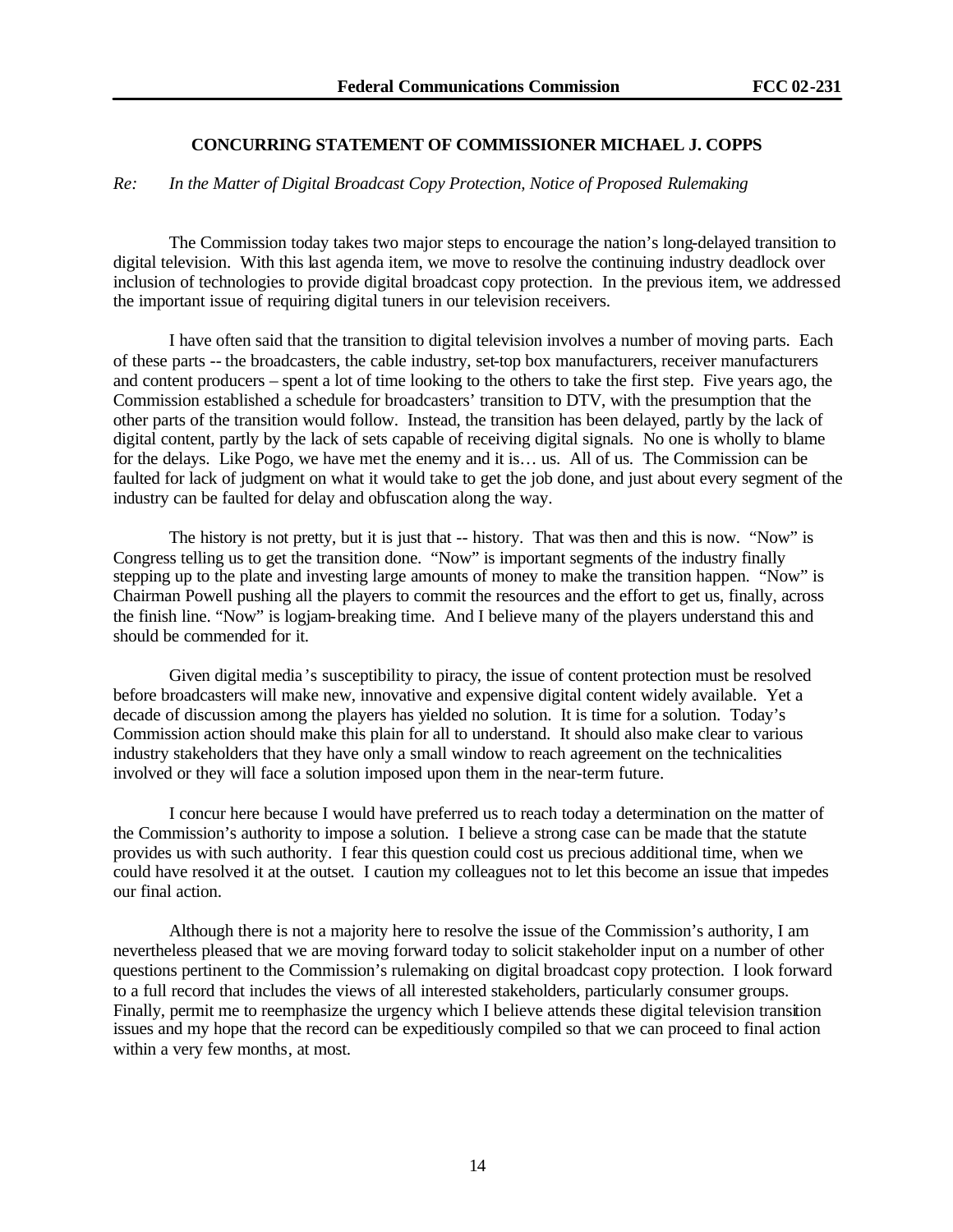## CONCURRING STATEMENT OF COMMISSIONER MICHAEL J. COPPS

*Re: In the Matter of Digital Broadcast Copy Protection, Notice of Proposed Rulemaking*

The Commission today takes two major steps to encourage the nation's long-delayed transition to digital television. With this last agenda item, we move to resolve the continuing industry deadlock over inclusion of technologies to provide digital broadcast copy protection. In the previous item, we addressed the important issue of requiring digital tuners in our television receivers.

I have often said that the transition to digital television involves a number of moving parts. Each of these parts -- the broadcasters, the cable industry, set-top box manufacturers, receiver manufacturers and content producers – spent a lot of time looking to the others to take the first step. Five years ago, the Commission established a schedule for broadcasters' transition to DTV, with the presumption that the other parts of the transition would follow. Instead, the transition has been delayed, partly by the lack of digital content, partly by the lack of sets capable of receiving digital signals. No one is wholly to blame for the delays. Like Pogo, we have met the enemy and it is… us. All of us. The Commission can be faulted for lack of judgment on what it would take to get the job done, and just about every segment of the industry can be faulted for delay and obfuscation along the way.

The history is not pretty, but it is just that -- history. That was then and this is now. "Now" is Congress telling us to get the transition done. "Now" is important segments of the industry finally stepping up to the plate and investing large amounts of money to make the transition happen. "Now" is Chairman Powell pushing all the players to commit the resources and the effort to get us, finally, across the finish line. "Now" is logjam-breaking time. And I believe many of the players understand this and should be commended for it.

Given digital media's susceptibility to piracy, the issue of content protection must be resolved before broadcasters will make new, innovative and expensive digital content widely available. Yet a decade of discussion among the players has yielded no solution. It is time for a solution. Today's Commission action should make this plain for all to understand. It should also make clear to various industry stakeholders that they have only a small window to reach agreement on the technicalities involved or they will face a solution imposed upon them in the near-term future.

I concur here because I would have preferred us to reach today a determination on the matter of the Commission's authority to impose a solution. I believe a strong case can be made that the statute provides us with such authority. I fear this question could cost us precious additional time, when we could have resolved it at the outset. I caution my colleagues not to let this become an issue that impedes our final action.

Although there is not a majority here to resolve the issue of the Commission's authority, I am nevertheless pleased that we are moving forward today to solicit stakeholder input on a number of other questions pertinent to the Commission's rulemaking on digital broadcast copy protection. I look forward to a full record that includes the views of all interested stakeholders, particularly consumer groups. Finally, permit me to reemphasize the urgency which I believe attends these digital television transition issues and my hope that the record can be expeditiously compiled so that we can proceed to final action within a very few months, at most.